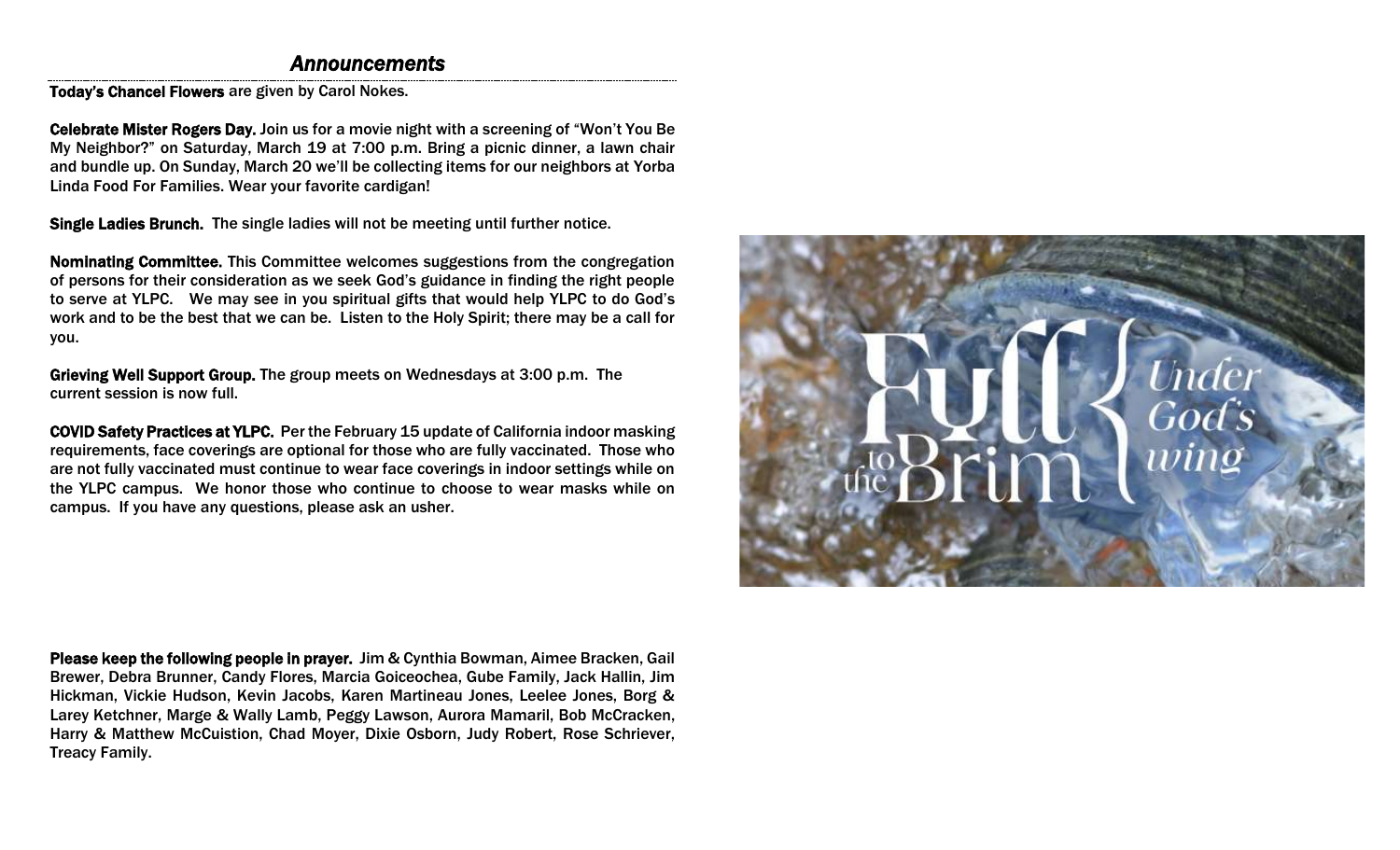## *Announcements*

**Today's Chancel Flowers** are given by Carol Nokes.

**Celebrate Mister Rogers Day.** Join us for a movie night with a screening of "Won't You Be My Neighbor?" on Saturday, March 19 at 7:00 p.m. Bring a picnic dinner, a lawn chair and bundle up. On Sunday, March 20 we'll be collecting items for our neighbors at Yorba Linda Food For Families. Wear your favorite cardigan!

**Single Ladies Brunch.** The single ladies will not be meeting until further notice.

**Nominating Committee.** This Committee welcomes suggestions from the congregation of persons for their consideration as we seek God's guidance in finding the right people to serve at YLPC. We may see in you spiritual gifts that would help YLPC to do God's work and to be the best that we can be. Listen to the Holy Spirit; there may be a call for you.

**Grieving Well Support Group.** The group meets on Wednesdays at 3:00 p.m. The current session is now full.

**COVID Safety Practices at YLPC.** Per the February 15 update of California indoor masking requirements, face coverings are optional for those who are fully vaccinated. Those who are not fully vaccinated must continue to wear face coverings in indoor settings while on the YLPC campus. We honor those who continue to choose to wear masks while on campus. If you have any questions, please ask an usher.

**Please keep the following people in prayer.** Jim & Cynthia Bowman, Aimee Bracken, Gail Brewer, Debra Brunner, Candy Flores, Marcia Goiceochea, Gube Family, Jack Hallin, Jim Hickman, Vickie Hudson, Kevin Jacobs, Karen Martineau Jones, Leelee Jones, Borg & Larey Ketchner, Marge & Wally Lamb, Peggy Lawson, Aurora Mamaril, Bob McCracken, Harry & Matthew McCuistion, Chad Moyer, Dixie Osborn, Judy Robert, Rose Schriever, Treacy Family.

Full to the Brim { Under God's wing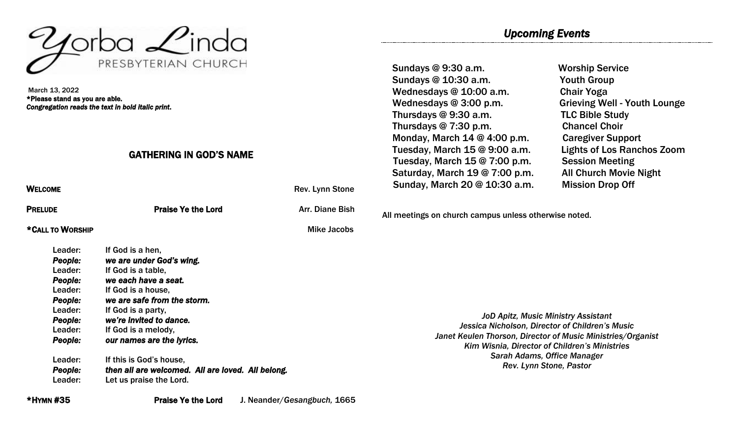# Yorba Linda
PRESBYTERIAN CHURCH

March 13, 2022
***Please stand as you are able.**
***Congregation reads the text in bold italic print.***

## GATHERING IN GOD'S NAME

**WELCOME** Rev. Lynn Stone

**PRELUDE** **Praise Ye the Lord** Arr. Diane Bish

***CALL TO WORSHIP** Mike Jacobs

Leader: If God is a hen,
***People: we are under God's wing.***
Leader: If God is a table,
***People: we each have a seat.***
Leader: If God is a house,
***People: we are safe from the storm.***
Leader: If God is a party,
***People: we're invited to dance.***
Leader: If God is a melody,
***People: our names are the lyrics.***

Leader: If this is God's house,
***People: then all are welcomed. All are loved. All belong.***
Leader: Let us praise the Lord.

***HYMN #35** **Praise Ye the Lord** J. Neander/*Gesangbuch,* 1665

## *Upcoming Events*

| | |
|---|---|
| Sundays @ 9:30 a.m. | Worship Service |
| Sundays @ 10:30 a.m. | Youth Group |
| Wednesdays @ 10:00 a.m. | Chair Yoga |
| Wednesdays @ 3:00 p.m. | Grieving Well - Youth Lounge |
| Thursdays @ 9:30 a.m. | TLC Bible Study |
| Thursdays @ 7:30 p.m. | Chancel Choir |
| Monday, March 14 @ 4:00 p.m. | Caregiver Support |
| Tuesday, March 15 @ 9:00 a.m. | Lights of Los Ranchos Zoom |
| Tuesday, March 15 @ 7:00 p.m. | Session Meeting |
| Saturday, March 19 @ 7:00 p.m. | All Church Movie Night |
| Sunday, March 20 @ 10:30 a.m. | Mission Drop Off |

All meetings on church campus unless otherwise noted.

*JoD Apitz, Music Ministry Assistant*
*Jessica Nicholson, Director of Children's Music*
*Janet Keulen Thorson, Director of Music Ministries/Organist*
*Kim Wisnia, Director of Children's Ministries*
*Sarah Adams, Office Manager*
*Rev. Lynn Stone, Pastor*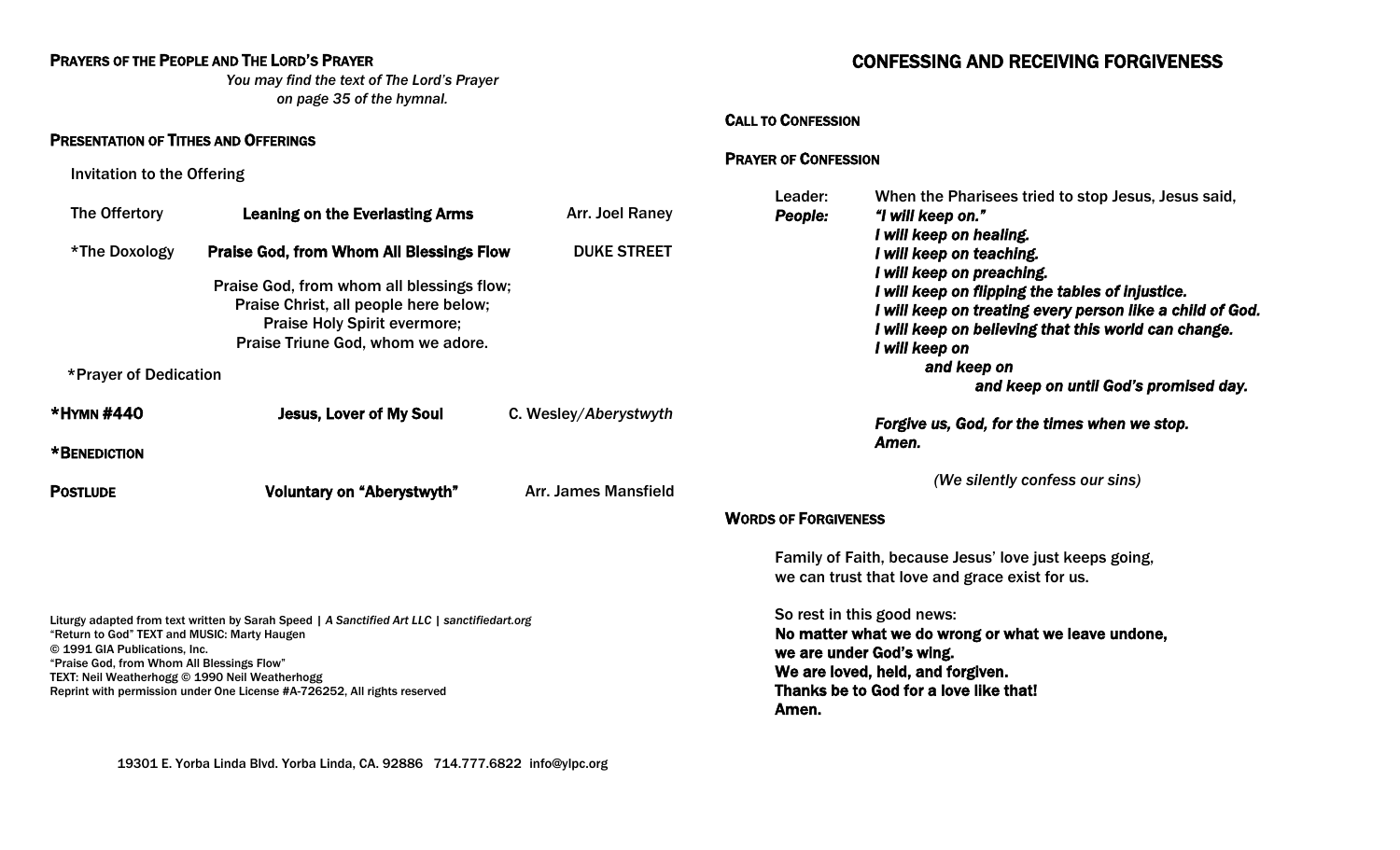**PRAYERS OF THE PEOPLE AND THE LORD'S PRAYER**

*You may find the text of The Lord's Prayer on page 35 of the hymnal.*

**PRESENTATION OF TITHES AND OFFERINGS**

Invitation to the Offering

The Offertory — **Leaning on the Everlasting Arms** — Arr. Joel Raney

\*The Doxology — **Praise God, from Whom All Blessings Flow** — DUKE STREET

Praise God, from whom all blessings flow;
Praise Christ, all people here below;
Praise Holy Spirit evermore;
Praise Triune God, whom we adore.

\*Prayer of Dedication

**\*HYMN #440** — **Jesus, Lover of My Soul** — C. Wesley/*Aberystwyth*

**\*BENEDICTION**

**POSTLUDE** — **Voluntary on "Aberystwyth"** — Arr. James Mansfield

Liturgy adapted from text written by Sarah Speed | *A Sanctified Art LLC* | *sanctifiedart.org*
"Return to God" TEXT and MUSIC: Marty Haugen
© 1991 GIA Publications, Inc.
"Praise God, from Whom All Blessings Flow"
TEXT: Neil Weatherhogg © 1990 Neil Weatherhogg
Reprint with permission under One License #A-726252, All rights reserved

19301 E. Yorba Linda Blvd. Yorba Linda, CA. 92886 714.777.6822 info@ylpc.org

## CONFESSING AND RECEIVING FORGIVENESS

**CALL TO CONFESSION**

**PRAYER OF CONFESSION**

Leader: When the Pharisees tried to stop Jesus, Jesus said,

*People:* ***"I will keep on."***
***I will keep on healing.***
***I will keep on teaching.***
***I will keep on preaching.***
***I will keep on flipping the tables of injustice.***
***I will keep on treating every person like a child of God.***
***I will keep on believing that this world can change.***
***I will keep on***
***and keep on***
***and keep on until God's promised day.***

***Forgive us, God, for the times when we stop.***
***Amen.***

*(We silently confess our sins)*

**WORDS OF FORGIVENESS**

Family of Faith, because Jesus' love just keeps going,
we can trust that love and grace exist for us.

So rest in this good news:
**No matter what we do wrong or what we leave undone,**
**we are under God's wing.**
**We are loved, held, and forgiven.**
**Thanks be to God for a love like that!**
**Amen.**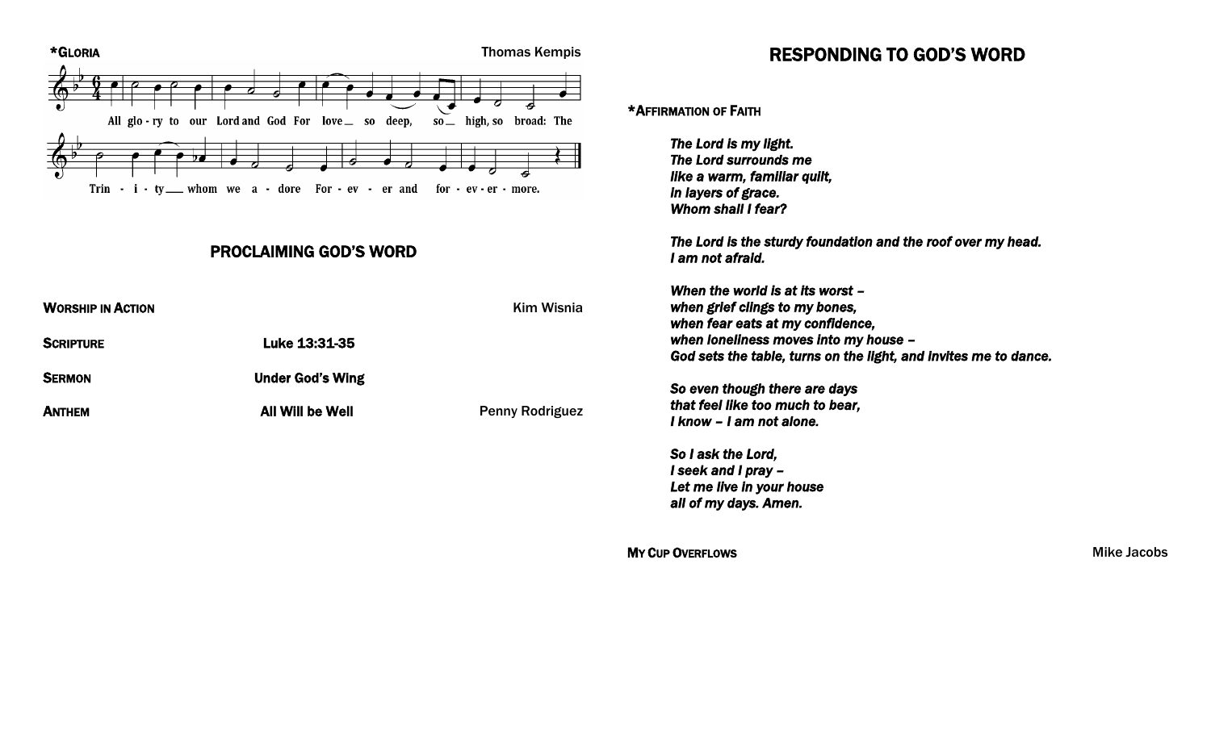**\*GLORIA** Thomas Kempis

All glo - ry to our Lord and God For love so deep, so high, so broad: The Trin - i - ty whom we a - dore For - ev - er and for - ev - er - more.

## PROCLAIMING GOD'S WORD

**WORSHIP IN ACTION** Kim Wisnia

**SCRIPTURE** **Luke 13:31-35**

**SERMON** **Under God's Wing**

**ANTHEM** **All Will be Well** Penny Rodriguez

## RESPONDING TO GOD'S WORD

**\*AFFIRMATION OF FAITH**

***The Lord is my light.***
***The Lord surrounds me***
***like a warm, familiar quilt,***
***in layers of grace.***
***Whom shall I fear?***

***The Lord is the sturdy foundation and the roof over my head.***
***I am not afraid.***

***When the world is at its worst –***
***when grief clings to my bones,***
***when fear eats at my confidence,***
***when loneliness moves into my house –***
***God sets the table, turns on the light, and invites me to dance.***

***So even though there are days***
***that feel like too much to bear,***
***I know – I am not alone.***

***So I ask the Lord,***
***I seek and I pray –***
***Let me live in your house***
***all of my days. Amen.***

**MY CUP OVERFLOWS** Mike Jacobs